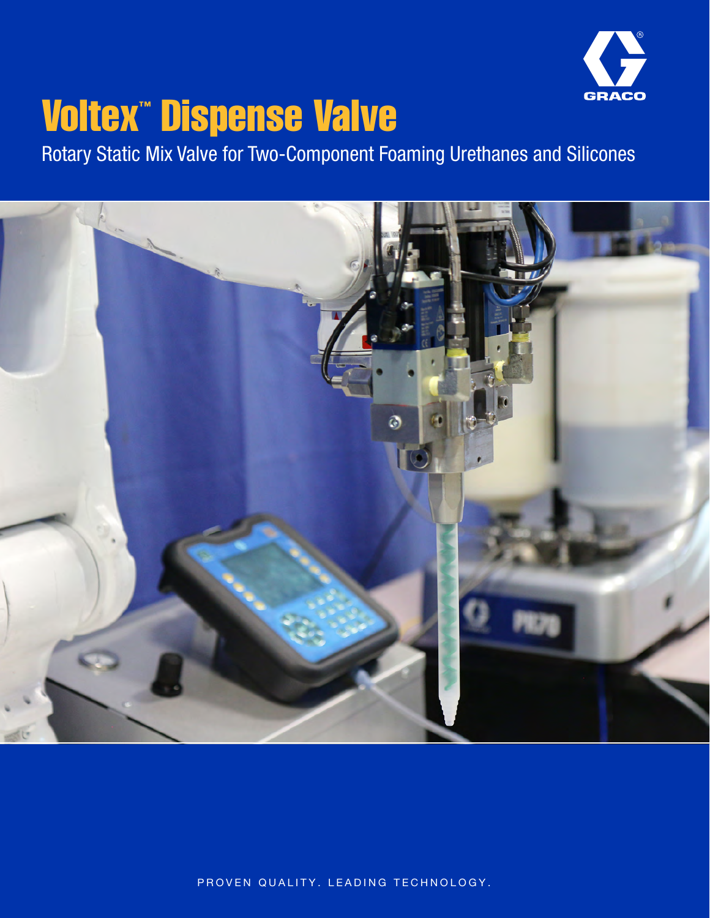GRACO

# Voltex™ Dispense Valve

Rotary Static Mix Valve for Two-Component Foaming Urethanes and Silicones

PROVEN QUALITY. LEADING TECHNOLOGY.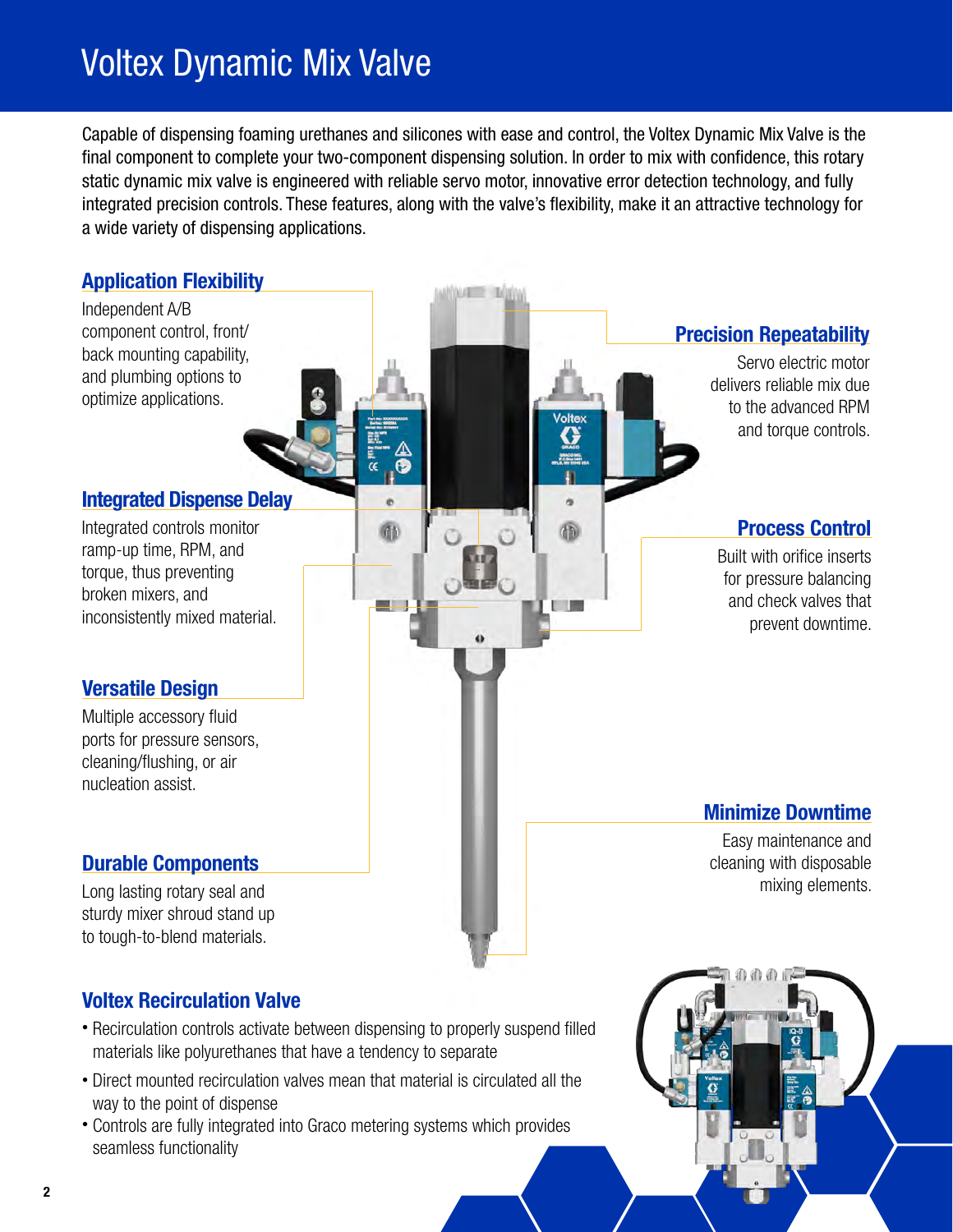# Voltex Dynamic Mix Valve

Capable of dispensing foaming urethanes and silicones with ease and control, the Voltex Dynamic Mix Valve is the final component to complete your two-component dispensing solution. In order to mix with confidence, this rotary static dynamic mix valve is engineered with reliable servo motor, innovative error detection technology, and fully integrated precision controls. These features, along with the valve's flexibility, make it an attractive technology for a wide variety of dispensing applications.

## Application Flexibility

Independent A/B component control, front/back mounting capability, and plumbing options to optimize applications.

## Precision Repeatability

Servo electric motor delivers reliable mix due to the advanced RPM and torque controls.

## Integrated Dispense Delay

Integrated controls monitor ramp-up time, RPM, and torque, thus preventing broken mixers, and inconsistently mixed material.

## Process Control

Built with orifice inserts for pressure balancing and check valves that prevent downtime.

## Versatile Design

Multiple accessory fluid ports for pressure sensors, cleaning/flushing, or air nucleation assist.

## Minimize Downtime

Easy maintenance and cleaning with disposable mixing elements.

## Durable Components

Long lasting rotary seal and sturdy mixer shroud stand up to tough-to-blend materials.

## Voltex Recirculation Valve

- Recirculation controls activate between dispensing to properly suspend filled materials like polyurethanes that have a tendency to separate
- Direct mounted recirculation valves mean that material is circulated all the way to the point of dispense
- Controls are fully integrated into Graco metering systems which provides seamless functionality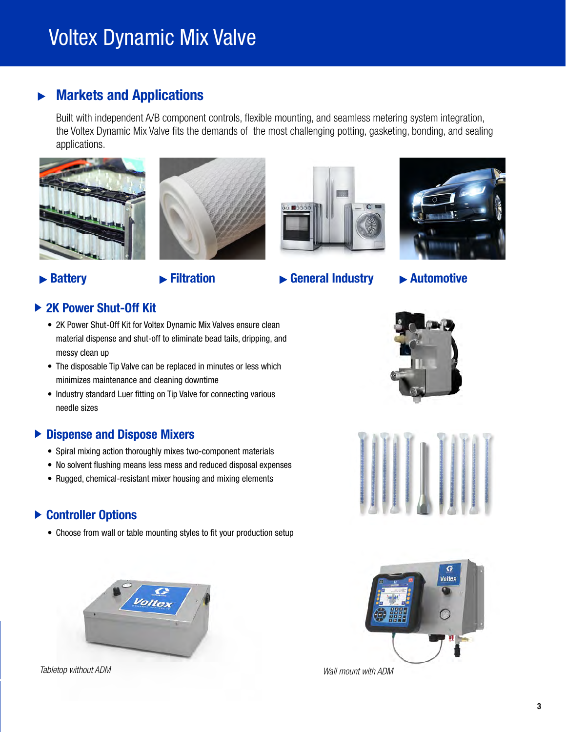# Voltex Dynamic Mix Valve

## Markets and Applications

Built with independent A/B component controls, flexible mounting, and seamless metering system integration, the Voltex Dynamic Mix Valve fits the demands of the most challenging potting, gasketing, bonding, and sealing applications.

- Battery
- Filtration
- General Industry
- Automotive

## 2K Power Shut-Off Kit

- 2K Power Shut-Off Kit for Voltex Dynamic Mix Valves ensure clean material dispense and shut-off to eliminate bead tails, dripping, and messy clean up
- The disposable Tip Valve can be replaced in minutes or less which minimizes maintenance and cleaning downtime
- Industry standard Luer fitting on Tip Valve for connecting various needle sizes

## Dispense and Dispose Mixers

- Spiral mixing action thoroughly mixes two-component materials
- No solvent flushing means less mess and reduced disposal expenses
- Rugged, chemical-resistant mixer housing and mixing elements

## Controller Options

- Choose from wall or table mounting styles to fit your production setup

*Tabletop without ADM*

*Wall mount with ADM*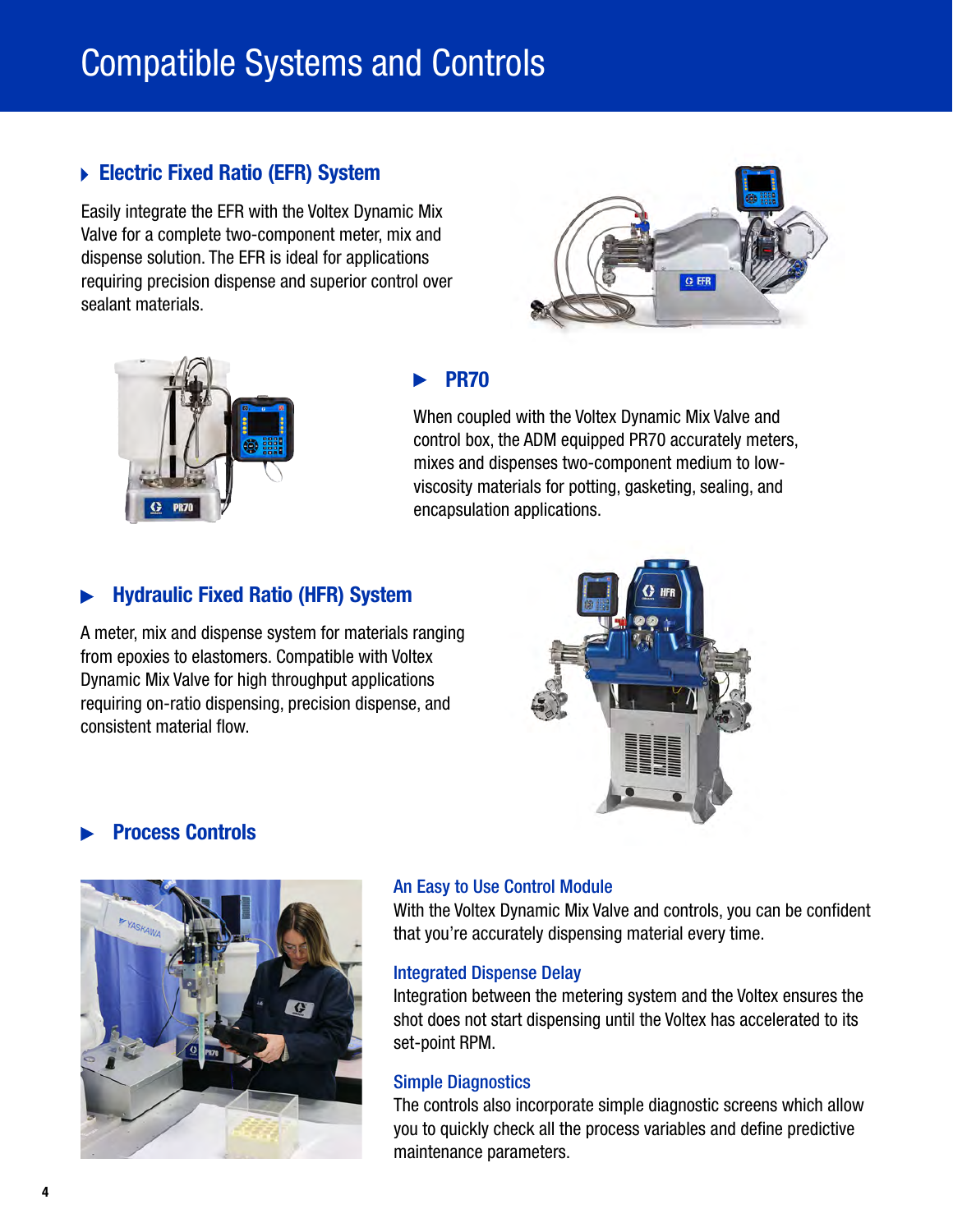# Compatible Systems and Controls

## Electric Fixed Ratio (EFR) System

Easily integrate the EFR with the Voltex Dynamic Mix Valve for a complete two-component meter, mix and dispense solution. The EFR is ideal for applications requiring precision dispense and superior control over sealant materials.

## PR70

When coupled with the Voltex Dynamic Mix Valve and control box, the ADM equipped PR70 accurately meters, mixes and dispenses two-component medium to low-viscosity materials for potting, gasketing, sealing, and encapsulation applications.

## Hydraulic Fixed Ratio (HFR) System

A meter, mix and dispense system for materials ranging from epoxies to elastomers. Compatible with Voltex Dynamic Mix Valve for high throughput applications requiring on-ratio dispensing, precision dispense, and consistent material flow.

## Process Controls

### An Easy to Use Control Module

With the Voltex Dynamic Mix Valve and controls, you can be confident that you're accurately dispensing material every time.

### Integrated Dispense Delay

Integration between the metering system and the Voltex ensures the shot does not start dispensing until the Voltex has accelerated to its set-point RPM.

### Simple Diagnostics

The controls also incorporate simple diagnostic screens which allow you to quickly check all the process variables and define predictive maintenance parameters.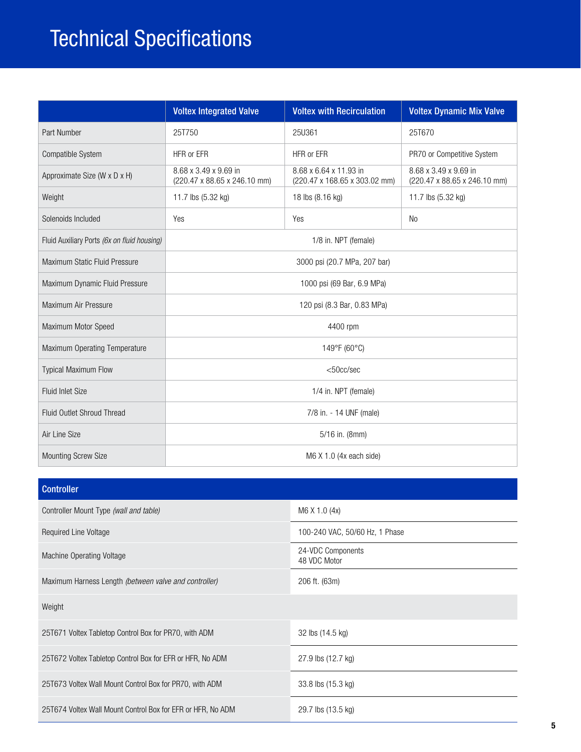# Technical Specifications

| | Voltex Integrated Valve | Voltex with Recirculation | Voltex Dynamic Mix Valve |
|---|---|---|---|
| Part Number | 25T750 | 25U361 | 25T670 |
| Compatible System | HFR or EFR | HFR or EFR | PR70 or Competitive System |
| Approximate Size (W x D x H) | 8.68 x 3.49 x 9.69 in (220.47 x 88.65 x 246.10 mm) | 8.68 x 6.64 x 11.93 in (220.47 x 168.65 x 303.02 mm) | 8.68 x 3.49 x 9.69 in (220.47 x 88.65 x 246.10 mm) |
| Weight | 11.7 lbs (5.32 kg) | 18 lbs (8.16 kg) | 11.7 lbs (5.32 kg) |
| Solenoids Included | Yes | Yes | No |
| Fluid Auxiliary Ports *(6x on fluid housing)* | 1/8 in. NPT (female) | | |
| Maximum Static Fluid Pressure | 3000 psi (20.7 MPa, 207 bar) | | |
| Maximum Dynamic Fluid Pressure | 1000 psi (69 Bar, 6.9 MPa) | | |
| Maximum Air Pressure | 120 psi (8.3 Bar, 0.83 MPa) | | |
| Maximum Motor Speed | 4400 rpm | | |
| Maximum Operating Temperature | 149°F (60°C) | | |
| Typical Maximum Flow | <50cc/sec | | |
| Fluid Inlet Size | 1/4 in. NPT (female) | | |
| Fluid Outlet Shroud Thread | 7/8 in. - 14 UNF (male) | | |
| Air Line Size | 5/16 in. (8mm) | | |
| Mounting Screw Size | M6 X 1.0 (4x each side) | | |

| Controller | |
|---|---|
| Controller Mount Type *(wall and table)* | M6 X 1.0 (4x) |
| Required Line Voltage | 100-240 VAC, 50/60 Hz, 1 Phase |
| Machine Operating Voltage | 24-VDC Components<br>48 VDC Motor |
| Maximum Harness Length *(between valve and controller)* | 206 ft. (63m) |
| Weight | |
| 25T671 Voltex Tabletop Control Box for PR70, with ADM | 32 lbs (14.5 kg) |
| 25T672 Voltex Tabletop Control Box for EFR or HFR, No ADM | 27.9 lbs (12.7 kg) |
| 25T673 Voltex Wall Mount Control Box for PR70, with ADM | 33.8 lbs (15.3 kg) |
| 25T674 Voltex Wall Mount Control Box for EFR or HFR, No ADM | 29.7 lbs (13.5 kg) |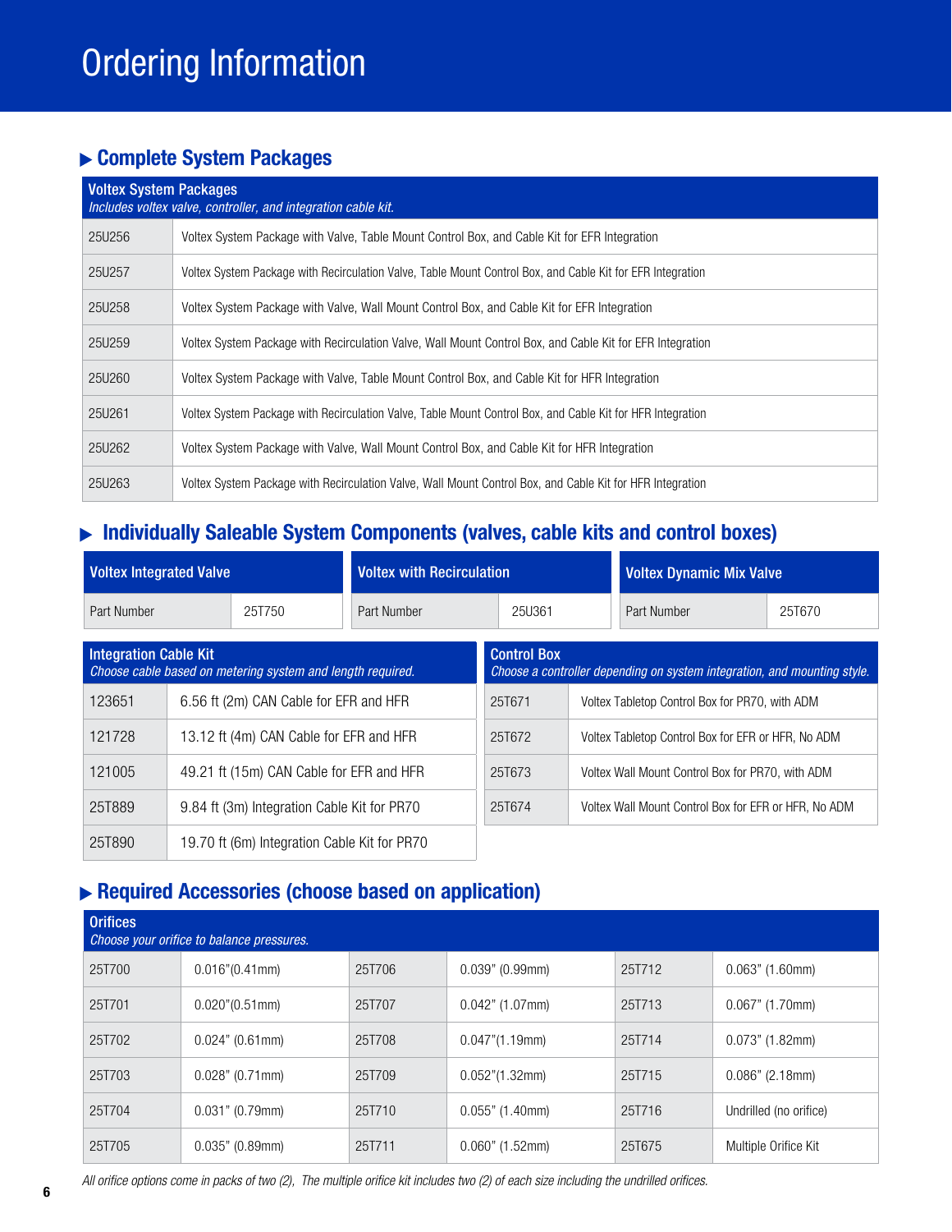# Ordering Information

## ▶ Complete System Packages

| Voltex System Packages<br>*Includes voltex valve, controller, and integration cable kit.* | |
|---|---|
| 25U256 | Voltex System Package with Valve, Table Mount Control Box, and Cable Kit for EFR Integration |
| 25U257 | Voltex System Package with Recirculation Valve, Table Mount Control Box, and Cable Kit for EFR Integration |
| 25U258 | Voltex System Package with Valve, Wall Mount Control Box, and Cable Kit for EFR Integration |
| 25U259 | Voltex System Package with Recirculation Valve, Wall Mount Control Box, and Cable Kit for EFR Integration |
| 25U260 | Voltex System Package with Valve, Table Mount Control Box, and Cable Kit for HFR Integration |
| 25U261 | Voltex System Package with Recirculation Valve, Table Mount Control Box, and Cable Kit for HFR Integration |
| 25U262 | Voltex System Package with Valve, Wall Mount Control Box, and Cable Kit for HFR Integration |
| 25U263 | Voltex System Package with Recirculation Valve, Wall Mount Control Box, and Cable Kit for HFR Integration |

## ▶ Individually Saleable System Components (valves, cable kits and control boxes)

| Voltex Integrated Valve | |
|---|---|
| Part Number | 25T750 |

| Voltex with Recirculation | |
|---|---|
| Part Number | 25U361 |

| Voltex Dynamic Mix Valve | |
|---|---|
| Part Number | 25T670 |

| Integration Cable Kit<br>*Choose cable based on metering system and length required.* | |
|---|---|
| 123651 | 6.56 ft (2m) CAN Cable for EFR and HFR |
| 121728 | 13.12 ft (4m) CAN Cable for EFR and HFR |
| 121005 | 49.21 ft (15m) CAN Cable for EFR and HFR |
| 25T889 | 9.84 ft (3m) Integration Cable Kit for PR70 |
| 25T890 | 19.70 ft (6m) Integration Cable Kit for PR70 |

| Control Box<br>*Choose a controller depending on system integration, and mounting style.* | |
|---|---|
| 25T671 | Voltex Tabletop Control Box for PR70, with ADM |
| 25T672 | Voltex Tabletop Control Box for EFR or HFR, No ADM |
| 25T673 | Voltex Wall Mount Control Box for PR70, with ADM |
| 25T674 | Voltex Wall Mount Control Box for EFR or HFR, No ADM |

## ▶ Required Accessories (choose based on application)

| Orifices<br>*Choose your orifice to balance pressures.* | | | | | |
|---|---|---|---|---|---|
| 25T700 | 0.016"(0.41mm) | 25T706 | 0.039" (0.99mm) | 25T712 | 0.063" (1.60mm) |
| 25T701 | 0.020"(0.51mm) | 25T707 | 0.042" (1.07mm) | 25T713 | 0.067" (1.70mm) |
| 25T702 | 0.024" (0.61mm) | 25T708 | 0.047"(1.19mm) | 25T714 | 0.073" (1.82mm) |
| 25T703 | 0.028" (0.71mm) | 25T709 | 0.052"(1.32mm) | 25T715 | 0.086" (2.18mm) |
| 25T704 | 0.031" (0.79mm) | 25T710 | 0.055" (1.40mm) | 25T716 | Undrilled (no orifice) |
| 25T705 | 0.035" (0.89mm) | 25T711 | 0.060" (1.52mm) | 25T675 | Multiple Orifice Kit |

*All orifice options come in packs of two (2), The multiple orifice kit includes two (2) of each size including the undrilled orifices.*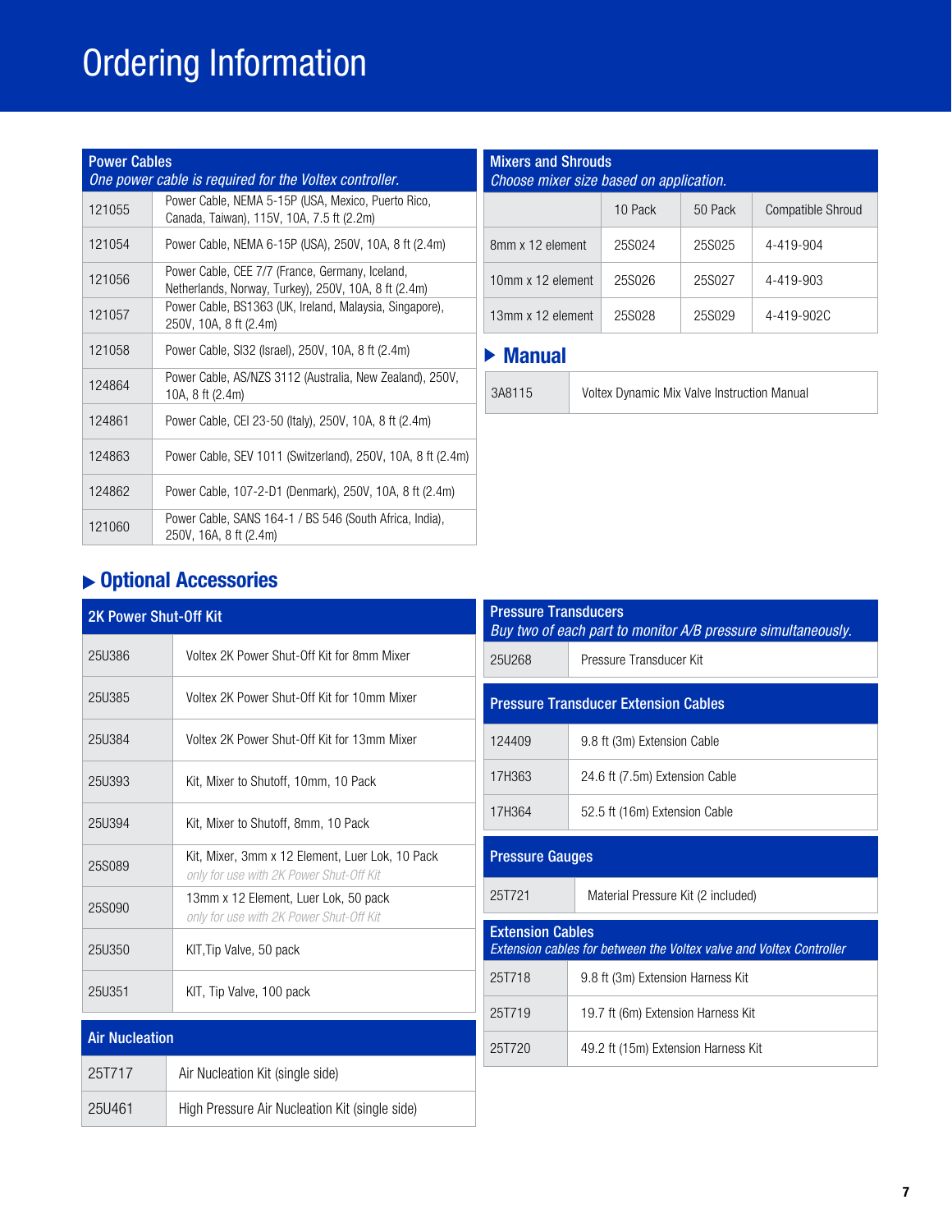# Ordering Information

## Power Cables

*One power cable is required for the Voltex controller.*

| Part | Description |
| --- | --- |
| 121055 | Power Cable, NEMA 5-15P (USA, Mexico, Puerto Rico, Canada, Taiwan), 115V, 10A, 7.5 ft (2.2m) |
| 121054 | Power Cable, NEMA 6-15P (USA), 250V, 10A, 8 ft (2.4m) |
| 121056 | Power Cable, CEE 7/7 (France, Germany, Iceland, Netherlands, Norway, Turkey), 250V, 10A, 8 ft (2.4m) |
| 121057 | Power Cable, BS1363 (UK, Ireland, Malaysia, Singapore), 250V, 10A, 8 ft (2.4m) |
| 121058 | Power Cable, SI32 (Israel), 250V, 10A, 8 ft (2.4m) |
| 124864 | Power Cable, AS/NZS 3112 (Australia, New Zealand), 250V, 10A, 8 ft (2.4m) |
| 124861 | Power Cable, CEI 23-50 (Italy), 250V, 10A, 8 ft (2.4m) |
| 124863 | Power Cable, SEV 1011 (Switzerland), 250V, 10A, 8 ft (2.4m) |
| 124862 | Power Cable, 107-2-D1 (Denmark), 250V, 10A, 8 ft (2.4m) |
| 121060 | Power Cable, SANS 164-1 / BS 546 (South Africa, India), 250V, 16A, 8 ft (2.4m) |

## Mixers and Shrouds

*Choose mixer size based on application.*

| | 10 Pack | 50 Pack | Compatible Shroud |
| --- | --- | --- | --- |
| 8mm x 12 element | 25S024 | 25S025 | 4-419-904 |
| 10mm x 12 element | 25S026 | 25S027 | 4-419-903 |
| 13mm x 12 element | 25S028 | 25S029 | 4-419-902C |

## Manual

| Part | Description |
| --- | --- |
| 3A8115 | Voltex Dynamic Mix Valve Instruction Manual |

## Optional Accessories

### 2K Power Shut-Off Kit

| Part | Description |
| --- | --- |
| 25U386 | Voltex 2K Power Shut-Off Kit for 8mm Mixer |
| 25U385 | Voltex 2K Power Shut-Off Kit for 10mm Mixer |
| 25U384 | Voltex 2K Power Shut-Off Kit for 13mm Mixer |
| 25U393 | Kit, Mixer to Shutoff, 10mm, 10 Pack |
| 25U394 | Kit, Mixer to Shutoff, 8mm, 10 Pack |
| 25S089 | Kit, Mixer, 3mm x 12 Element, Luer Lok, 10 Pack *only for use with 2K Power Shut-Off Kit* |
| 25S090 | 13mm x 12 Element, Luer Lok, 50 pack *only for use with 2K Power Shut-Off Kit* |
| 25U350 | KIT,Tip Valve, 50 pack |
| 25U351 | KIT, Tip Valve, 100 pack |

### Air Nucleation

| Part | Description |
| --- | --- |
| 25T717 | Air Nucleation Kit (single side) |
| 25U461 | High Pressure Air Nucleation Kit (single side) |

### Pressure Transducers

*Buy two of each part to monitor A/B pressure simultaneously.*

| Part | Description |
| --- | --- |
| 25U268 | Pressure Transducer Kit |

### Pressure Transducer Extension Cables

| Part | Description |
| --- | --- |
| 124409 | 9.8 ft (3m) Extension Cable |
| 17H363 | 24.6 ft (7.5m) Extension Cable |
| 17H364 | 52.5 ft (16m) Extension Cable |

### Pressure Gauges

| Part | Description |
| --- | --- |
| 25T721 | Material Pressure Kit (2 included) |

### Extension Cables

*Extension cables for between the Voltex valve and Voltex Controller*

| Part | Description |
| --- | --- |
| 25T718 | 9.8 ft (3m) Extension Harness Kit |
| 25T719 | 19.7 ft (6m) Extension Harness Kit |
| 25T720 | 49.2 ft (15m) Extension Harness Kit |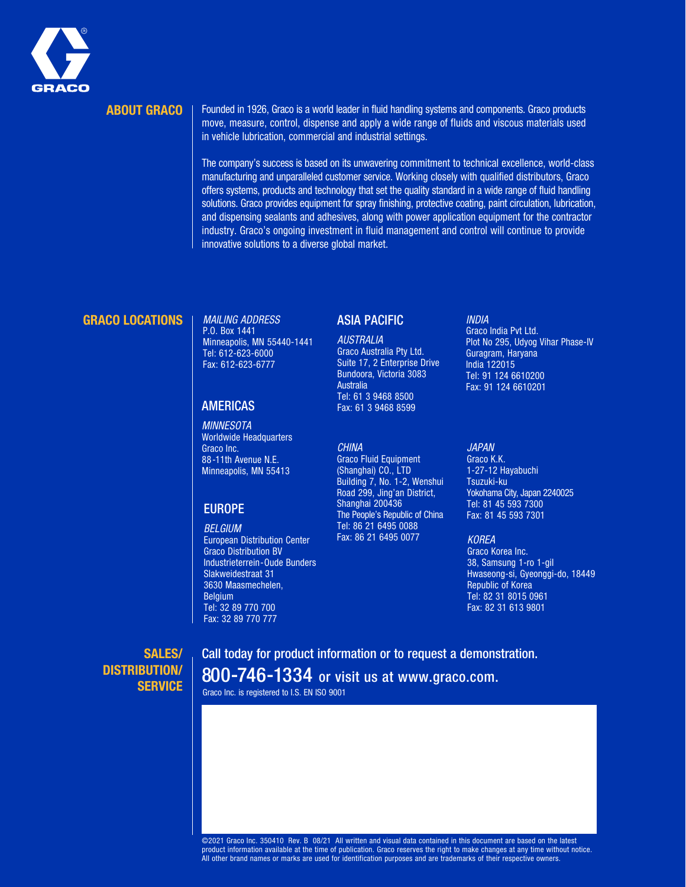GRACO

## ABOUT GRACO

Founded in 1926, Graco is a world leader in fluid handling systems and components. Graco products move, measure, control, dispense and apply a wide range of fluids and viscous materials used in vehicle lubrication, commercial and industrial settings.

The company's success is based on its unwavering commitment to technical excellence, world-class manufacturing and unparalleled customer service. Working closely with qualified distributors, Graco offers systems, products and technology that set the quality standard in a wide range of fluid handling solutions. Graco provides equipment for spray finishing, protective coating, paint circulation, lubrication, and dispensing sealants and adhesives, along with power application equipment for the contractor industry. Graco's ongoing investment in fluid management and control will continue to provide innovative solutions to a diverse global market.

## GRACO LOCATIONS

*MAILING ADDRESS*
P.O. Box 1441
Minneapolis, MN 55440-1441
Tel: 612-623-6000
Fax: 612-623-6777

### AMERICAS

*MINNESOTA*
Worldwide Headquarters
Graco Inc.
88-11th Avenue N.E.
Minneapolis, MN 55413

### EUROPE

*BELGIUM*
European Distribution Center
Graco Distribution BV
Industrieterrein-Oude Bunders
Slakweidestraat 31
3630 Maasmechelen,
Belgium
Tel: 32 89 770 700
Fax: 32 89 770 777

### ASIA PACIFIC

*AUSTRALIA*
Graco Australia Pty Ltd.
Suite 17, 2 Enterprise Drive
Bundoora, Victoria 3083
Australia
Tel: 61 3 9468 8500
Fax: 61 3 9468 8599

*CHINA*
Graco Fluid Equipment
(Shanghai) CO., LTD
Building 7, No. 1-2, Wenshui
Road 299, Jing'an District,
Shanghai 200436
The People's Republic of China
Tel: 86 21 6495 0088
Fax: 86 21 6495 0077

*INDIA*
Graco India Pvt Ltd.
Plot No 295, Udyog Vihar Phase-IV
Guragram, Haryana
India 122015
Tel: 91 124 6610200
Fax: 91 124 6610201

*JAPAN*
Graco K.K.
1-27-12 Hayabuchi
Tsuzuki-ku
Yokohama City, Japan 2240025
Tel: 81 45 593 7300
Fax: 81 45 593 7301

*KOREA*
Graco Korea Inc.
38, Samsung 1-ro 1-gil
Hwaseong-si, Gyeonggi-do, 18449
Republic of Korea
Tel: 82 31 8015 0961
Fax: 82 31 613 9801

## SALES/ DISTRIBUTION/ SERVICE

Call today for product information or to request a demonstration.

**800-746-1334** or visit us at www.graco.com.

Graco Inc. is registered to I.S. EN ISO 9001

©2021 Graco Inc. 350410 Rev. B 08/21 All written and visual data contained in this document are based on the latest product information available at the time of publication. Graco reserves the right to make changes at any time without notice. All other brand names or marks are used for identification purposes and are trademarks of their respective owners.